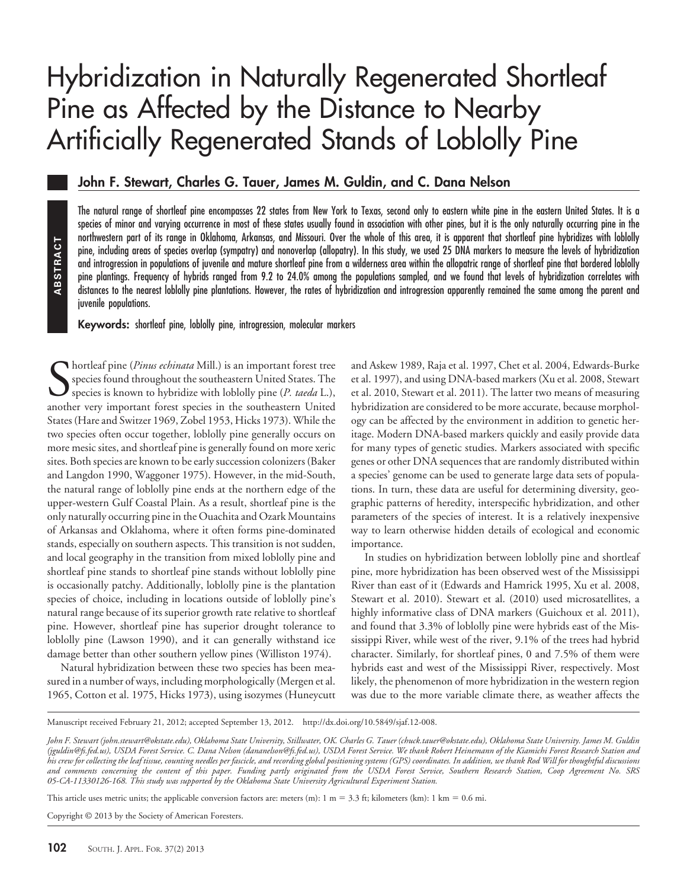# Hybridization in Naturally Regenerated Shortleaf Pine as Affected by the Distance to Nearby Artificially Regenerated Stands of Loblolly Pine

**John F. Stewart, Charles G. Tauer, James M. Guldin, and C. Dana Nelson**

**ABSTRACT**

The natural range of shortleaf pine encompasses 22 states from New York to Texas, second only to eastern white pine in the eastern United States. It is a species of minor and varying occurrence in most of these states usually found in association with other pines, but it is the only naturally occurring pine in the northwestern part of its range in Oklahoma, Arkansas, and Missouri. Over the whole of this area, it is apparent that shortleaf pine hybridizes with loblolly pine, including areas of species overlap (sympatry) and nonoverlap (allopatry). In this study, we used 25 DNA markers to measure the levels of hybridization and introgression in populations of juvenile and mature shortleaf pine from a wilderness area within the allopatric range of shortleaf pine that bordered loblolly pine plantings. Frequency of hybrids ranged from 9.2 to 24.0% among the populations sampled, and we found that levels of hybridization correlates with distances to the nearest loblolly pine plantations. However, the rates of hybridization and introgression apparently remained the same among the parent and juvenile populations.

**Keywords:** shortleaf pine, loblolly pine, introgression, molecular markers

Shortleaf pine (*Pinus echinata* Mill.) is an important forest tree species found throughout the southeastern United States. The species is known to hybridize with loblolly pine (*P. taeda* L.), another very important forest species in the southeastern United States (Hare and Switzer 1969, Zobel 1953, Hicks 1973). While the two species often occur together, loblolly pine generally occurs on more mesic sites, and shortleaf pine is generally found on more xeric sites. Both species are known to be early succession colonizers (Baker and Langdon 1990, Waggoner 1975). However, in the mid-South, the natural range of loblolly pine ends at the northern edge of the upper-western Gulf Coastal Plain. As a result, shortleaf pine is the only naturally occurring pine in the Ouachita and Ozark Mountains of Arkansas and Oklahoma, where it often forms pine-dominated stands, especially on southern aspects. This transition is not sudden, and local geography in the transition from mixed loblolly pine and shortleaf pine stands to shortleaf pine stands without loblolly pine is occasionally patchy. Additionally, loblolly pine is the plantation species of choice, including in locations outside of loblolly pine's natural range because of its superior growth rate relative to shortleaf pine. However, shortleaf pine has superior drought tolerance to loblolly pine (Lawson 1990), and it can generally withstand ice damage better than other southern yellow pines (Williston 1974).

Natural hybridization between these two species has been measured in a number of ways, including morphologically (Mergen et al. 1965, Cotton et al. 1975, Hicks 1973), using isozymes (Huneycutt and Askew 1989, Raja et al. 1997, Chet et al. 2004, Edwards-Burke et al. 1997), and using DNA-based markers (Xu et al. 2008, Stewart et al. 2010, Stewart et al. 2011). The latter two means of measuring hybridization are considered to be more accurate, because morphology can be affected by the environment in addition to genetic heritage. Modern DNA-based markers quickly and easily provide data for many types of genetic studies. Markers associated with specific genes or other DNA sequences that are randomly distributed within a species' genome can be used to generate large data sets of populations. In turn, these data are useful for determining diversity, geographic patterns of heredity, interspecific hybridization, and other parameters of the species of interest. It is a relatively inexpensive way to learn otherwise hidden details of ecological and economic importance.

In studies on hybridization between loblolly pine and shortleaf pine, more hybridization has been observed west of the Mississippi River than east of it (Edwards and Hamrick 1995, Xu et al. 2008, Stewart et al. 2010). Stewart et al. (2010) used microsatellites, a highly informative class of DNA markers (Guichoux et al. 2011), and found that 3.3% of loblolly pine were hybrids east of the Mississippi River, while west of the river, 9.1% of the trees had hybrid character. Similarly, for shortleaf pines, 0 and 7.5% of them were hybrids east and west of the Mississippi River, respectively. Most likely, the phenomenon of more hybridization in the western region was due to the more variable climate there, as weather affects the

---

Manuscript received February 21, 2012; accepted September 13, 2012. http://dx.doi.org/10.5849/sjaf.12-008.

*John F. Stewart (john.stewart@okstate.edu), Oklahoma State University, Stillwater, OK. Charles G. Tauer (chuck.tauer@okstate.edu), Oklahoma State University. James M. Guldin (jguldin@fs.fed.us), USDA Forest Service. C. Dana Nelson (dananelson@fs.fed.us), USDA Forest Service. We thank Robert Heinemann of the Kiamichi Forest Research Station and his crew for collecting the leaf tissue, counting needles per fascicle, and recording global positioning systems (GPS) coordinates. In addition, we thank Rod Will for thoughtful discussions and comments concerning the content of this paper. Funding partly originated from the USDA Forest Service, Southern Research Station, Coop Agreement No. SRS 05-CA-11330126-168. This study was supported by the Oklahoma State University Agricultural Experiment Station.*

This article uses metric units; the applicable conversion factors are: meters (m): 1 m = 3.3 ft; kilometers (km): 1 km = 0.6 mi.

Copyright © 2013 by the Society of American Foresters.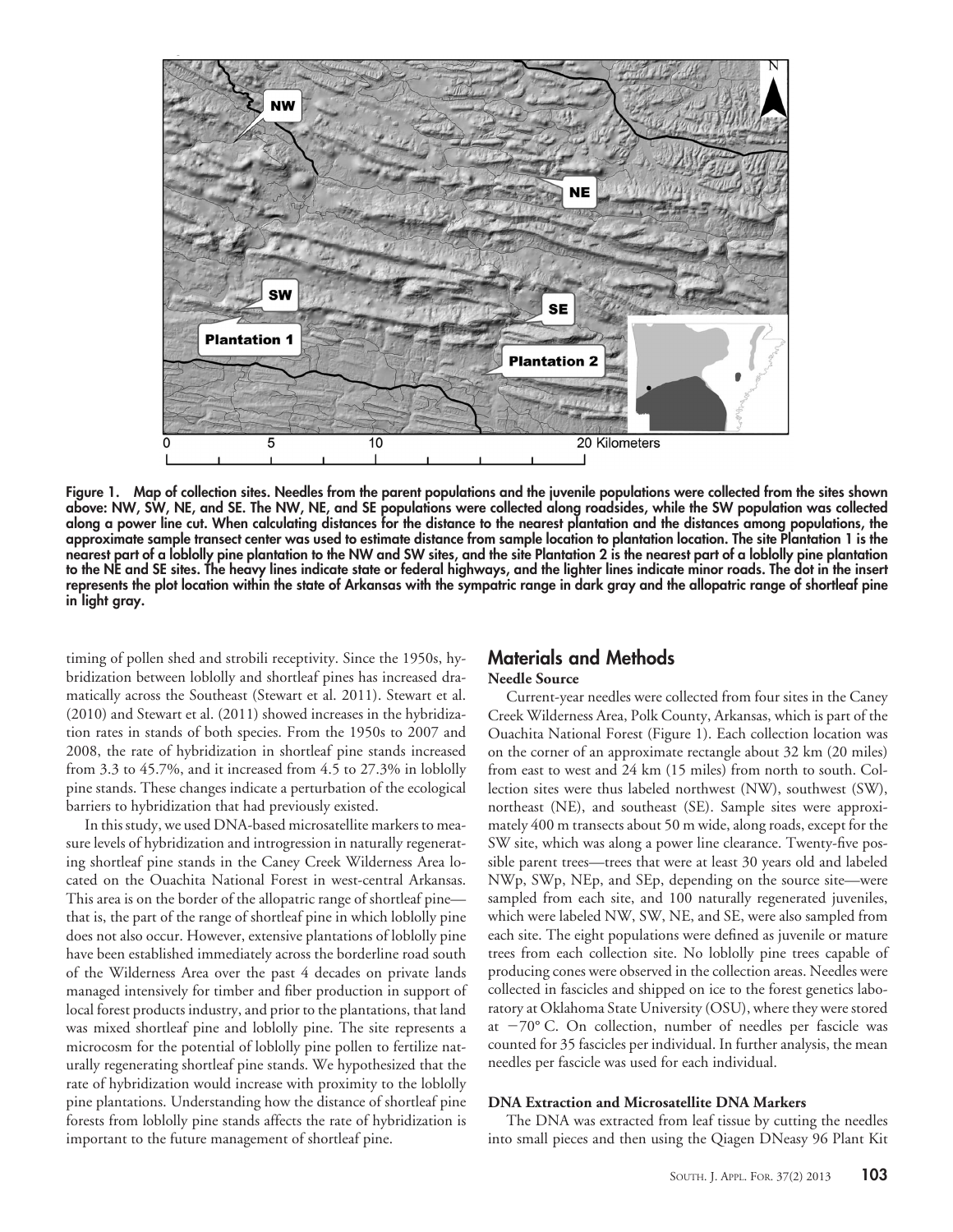Figure 1. Map of collection sites. Needles from the parent populations and the juvenile populations were collected from the sites shown above: NW, SW, NE, and SE. The NW, NE, and SE populations were collected along roadsides, while the SW population was collected along a power line cut. When calculating distances for the distance to the nearest plantation and the distances among populations, the approximate sample transect center was used to estimate distance from sample location to plantation location. The site Plantation 1 is the nearest part of a loblolly pine plantation to the NW and SW sites, and the site Plantation 2 is the nearest part of a loblolly pine plantation to the NE and SE sites. The heavy lines indicate state or federal highways, and the lighter lines indicate minor roads. The dot in the insert represents the plot location within the state of Arkansas with the sympatric range in dark gray and the allopatric range of shortleaf pine in light gray.

timing of pollen shed and strobili receptivity. Since the 1950s, hybridization between loblolly and shortleaf pines has increased dramatically across the Southeast (Stewart et al. 2011). Stewart et al. (2010) and Stewart et al. (2011) showed increases in the hybridization rates in stands of both species. From the 1950s to 2007 and 2008, the rate of hybridization in shortleaf pine stands increased from 3.3 to 45.7%, and it increased from 4.5 to 27.3% in loblolly pine stands. These changes indicate a perturbation of the ecological barriers to hybridization that had previously existed.

In this study, we used DNA-based microsatellite markers to measure levels of hybridization and introgression in naturally regenerating shortleaf pine stands in the Caney Creek Wilderness Area located on the Ouachita National Forest in west-central Arkansas. This area is on the border of the allopatric range of shortleaf pine—that is, the part of the range of shortleaf pine in which loblolly pine does not also occur. However, extensive plantations of loblolly pine have been established immediately across the borderline road south of the Wilderness Area over the past 4 decades on private lands managed intensively for timber and fiber production in support of local forest products industry, and prior to the plantations, that land was mixed shortleaf pine and loblolly pine. The site represents a microcosm for the potential of loblolly pine pollen to fertilize naturally regenerating shortleaf pine stands. We hypothesized that the rate of hybridization would increase with proximity to the loblolly pine plantations. Understanding how the distance of shortleaf pine forests from loblolly pine stands affects the rate of hybridization is important to the future management of shortleaf pine.

## Materials and Methods

### Needle Source

Current-year needles were collected from four sites in the Caney Creek Wilderness Area, Polk County, Arkansas, which is part of the Ouachita National Forest (Figure 1). Each collection location was on the corner of an approximate rectangle about 32 km (20 miles) from east to west and 24 km (15 miles) from north to south. Collection sites were thus labeled northwest (NW), southwest (SW), northeast (NE), and southeast (SE). Sample sites were approximately 400 m transects about 50 m wide, along roads, except for the SW site, which was along a power line clearance. Twenty-five possible parent trees—trees that were at least 30 years old and labeled NWp, SWp, NEp, and SEp, depending on the source site—were sampled from each site, and 100 naturally regenerated juveniles, which were labeled NW, SW, NE, and SE, were also sampled from each site. The eight populations were defined as juvenile or mature trees from each collection site. No loblolly pine trees capable of producing cones were observed in the collection areas. Needles were collected in fascicles and shipped on ice to the forest genetics laboratory at Oklahoma State University (OSU), where they were stored at $-70°$ C. On collection, number of needles per fascicle was counted for 35 fascicles per individual. In further analysis, the mean needles per fascicle was used for each individual.

### DNA Extraction and Microsatellite DNA Markers

The DNA was extracted from leaf tissue by cutting the needles into small pieces and then using the Qiagen DNeasy 96 Plant Kit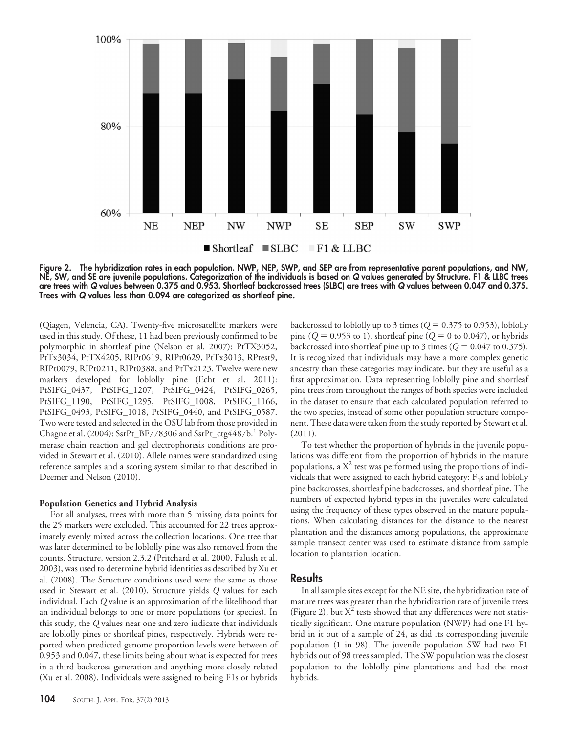Figure 2. The hybridization rates in each population. NWP, NEP, SWP, and SEP are from representative parent populations, and NW, NE, SW, and SE are juvenile populations. Categorization of the individuals is based on *Q* values generated by Structure. F1 & LLBC trees are trees with *Q* values between 0.375 and 0.953. Shortleaf backcrossed trees (SLBC) are trees with *Q* values between 0.047 and 0.375. Trees with *Q* values less than 0.094 are categorized as shortleaf pine.

(Qiagen, Velencia, CA). Twenty-five microsatellite markers were used in this study. Of these, 11 had been previously confirmed to be polymorphic in shortleaf pine (Nelson et al. 2007): PtTX3052, PtTx3034, PtTX4205, RIPt0619, RIPt0629, PtTx3013, RPtest9, RIPt0079, RIPt0211, RIPt0388, and PtTx2123. Twelve were new markers developed for loblolly pine (Echt et al. 2011): PtSIFG_0437, PtSIFG_1207, PtSIFG_0424, PtSIFG_0265, PtSIFG_1190, PtSIFG_1295, PtSIFG_1008, PtSIFG_1166, PtSIFG_0493, PtSIFG_1018, PtSIFG_0440, and PtSIFG_0587. Two were tested and selected in the OSU lab from those provided in Chagne et al. (2004): SsrPt_BF778306 and SsrPt_ctg4487b.[1] Polymerase chain reaction and gel electrophoresis conditions are provided in Stewart et al. (2010). Allele names were standardized using reference samples and a scoring system similar to that described in Deemer and Nelson (2010).

#### Population Genetics and Hybrid Analysis

For all analyses, trees with more than 5 missing data points for the 25 markers were excluded. This accounted for 22 trees approximately evenly mixed across the collection locations. One tree that was later determined to be loblolly pine was also removed from the counts. Structure, version 2.3.2 (Pritchard et al. 2000, Falush et al. 2003), was used to determine hybrid identities as described by Xu et al. (2008). The Structure conditions used were the same as those used in Stewart et al. (2010). Structure yields *Q* values for each individual. Each *Q* value is an approximation of the likelihood that an individual belongs to one or more populations (or species). In this study, the *Q* values near one and zero indicate that individuals are loblolly pines or shortleaf pines, respectively. Hybrids were reported when predicted genome proportion levels were between of 0.953 and 0.047, these limits being about what is expected for trees in a third backcross generation and anything more closely related (Xu et al. 2008). Individuals were assigned to being F1s or hybrids backcrossed to loblolly up to 3 times ($Q = 0.375$ to 0.953), loblolly pine ($Q = 0.953$ to 1), shortleaf pine ($Q = 0$ to 0.047), or hybrids backcrossed into shortleaf pine up to 3 times ($Q = 0.047$ to 0.375). It is recognized that individuals may have a more complex genetic ancestry than these categories may indicate, but they are useful as a first approximation. Data representing loblolly pine and shortleaf pine trees from throughout the ranges of both species were included in the dataset to ensure that each calculated population referred to the two species, instead of some other population structure component. These data were taken from the study reported by Stewart et al. (2011).

To test whether the proportion of hybrids in the juvenile populations was different from the proportion of hybrids in the mature populations, a $X^2$ test was performed using the proportions of individuals that were assigned to each hybrid category: $F_1$s and loblolly pine backcrosses, shortleaf pine backcrosses, and shortleaf pine. The numbers of expected hybrid types in the juveniles were calculated using the frequency of these types observed in the mature populations. When calculating distances for the distance to the nearest plantation and the distances among populations, the approximate sample transect center was used to estimate distance from sample location to plantation location.

## Results

In all sample sites except for the NE site, the hybridization rate of mature trees was greater than the hybridization rate of juvenile trees (Figure 2), but $X^2$ tests showed that any differences were not statistically significant. One mature population (NWP) had one F1 hybrid in it out of a sample of 24, as did its corresponding juvenile population (1 in 98). The juvenile population SW had two F1 hybrids out of 98 trees sampled. The SW population was the closest population to the loblolly pine plantations and had the most hybrids.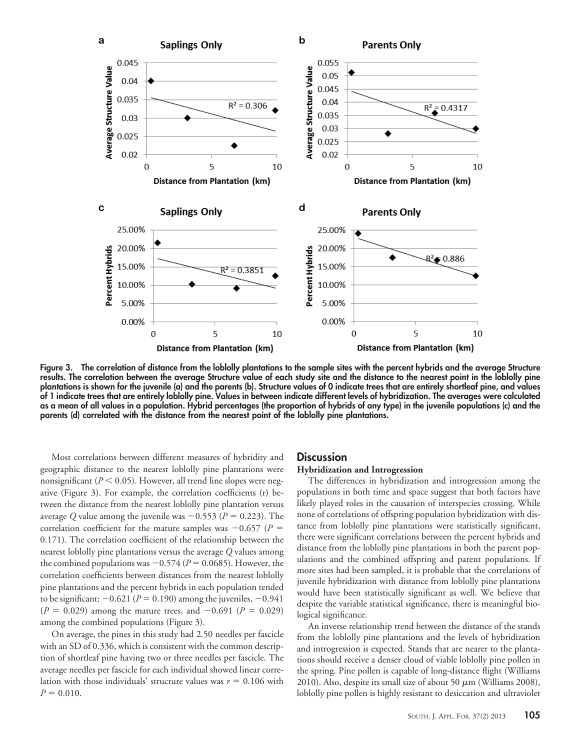Figure 3. The correlation of distance from the loblolly plantations to the sample sites with the percent hybrids and the average Structure results. The correlation between the average Structure value of each study site and the distance to the nearest point in the loblolly pine plantations is shown for the juvenile (a) and the parents (b). Structure values of 0 indicate trees that are entirely shortleaf pine, and values of 1 indicate trees that are entirely loblolly pine. Values in between indicate different levels of hybridization. The averages were calculated as a mean of all values in a population. Hybrid percentages (the proportion of hybrids of any type) in the juvenile populations (c) and the parents (d) correlated with the distance from the nearest point of the loblolly pine plantations.

Most correlations between different measures of hybridity and geographic distance to the nearest loblolly pine plantations were nonsignificant ($P < 0.05$). However, all trend line slopes were negative (Figure 3). For example, the correlation coefficients (r) between the distance from the nearest loblolly pine plantation versus average $Q$ value among the juvenile was $-0.553$ ($P = 0.223$). The correlation coefficient for the mature samples was $-0.657$ ($P = 0.171$). The correlation coefficient of the relationship between the nearest loblolly pine plantations versus the average $Q$ values among the combined populations was $-0.574$ ($P = 0.0685$). However, the correlation coefficients between distances from the nearest loblolly pine plantations and the percent hybrids in each population tended to be significant: $-0.621$ ($P = 0.190$) among the juveniles, $-0.941$ ($P = 0.029$) among the mature trees, and $-0.691$ ($P = 0.029$) among the combined populations (Figure 3).

On average, the pines in this study had 2.50 needles per fascicle with an SD of 0.336, which is consistent with the common description of shortleaf pine having two or three needles per fascicle. The average needles per fascicle for each individual showed linear correlation with those individuals' structure values was $r = 0.106$ with $P = 0.010$.

## Discussion

### Hybridization and Introgression

The differences in hybridization and introgression among the populations in both time and space suggest that both factors have likely played roles in the causation of interspecies crossing. While none of correlations of offspring population hybridization with distance from loblolly pine plantations were statistically significant, there were significant correlations between the percent hybrids and distance from the loblolly pine plantations in both the parent populations and the combined offspring and parent populations. If more sites had been sampled, it is probable that the correlations of juvenile hybridization with distance from loblolly pine plantations would have been statistically significant as well. We believe that despite the variable statistical significance, there is meaningful biological significance.

An inverse relationship trend between the distance of the stands from the loblolly pine plantations and the levels of hybridization and introgression is expected. Stands that are nearer to the plantations should receive a denser cloud of viable loblolly pine pollen in the spring. Pine pollen is capable of long-distance flight (Williams 2010). Also, despite its small size of about 50 $\mu$m (Williams 2008), loblolly pine pollen is highly resistant to desiccation and ultraviolet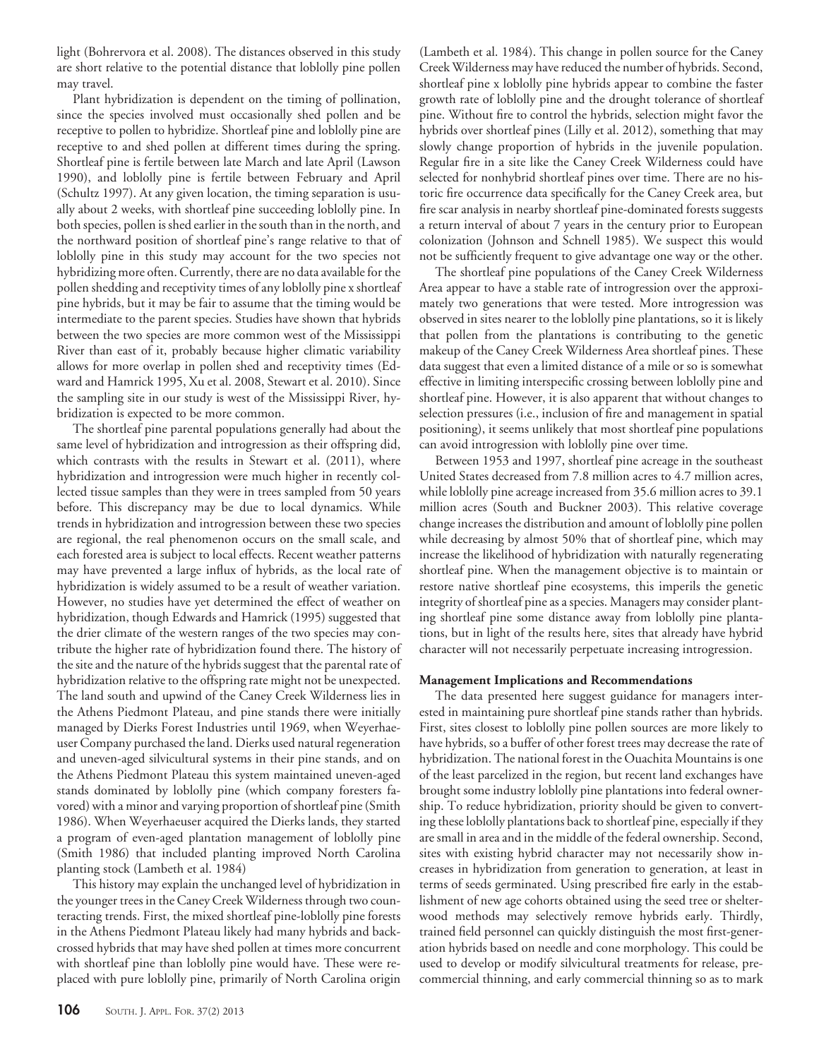light (Bohrervora et al. 2008). The distances observed in this study are short relative to the potential distance that loblolly pine pollen may travel.

Plant hybridization is dependent on the timing of pollination, since the species involved must occasionally shed pollen and be receptive to pollen to hybridize. Shortleaf pine and loblolly pine are receptive to and shed pollen at different times during the spring. Shortleaf pine is fertile between late March and late April (Lawson 1990), and loblolly pine is fertile between February and April (Schultz 1997). At any given location, the timing separation is usually about 2 weeks, with shortleaf pine succeeding loblolly pine. In both species, pollen is shed earlier in the south than in the north, and the northward position of shortleaf pine's range relative to that of loblolly pine in this study may account for the two species not hybridizing more often. Currently, there are no data available for the pollen shedding and receptivity times of any loblolly pine x shortleaf pine hybrids, but it may be fair to assume that the timing would be intermediate to the parent species. Studies have shown that hybrids between the two species are more common west of the Mississippi River than east of it, probably because higher climatic variability allows for more overlap in pollen shed and receptivity times (Edward and Hamrick 1995, Xu et al. 2008, Stewart et al. 2010). Since the sampling site in our study is west of the Mississippi River, hybridization is expected to be more common.

The shortleaf pine parental populations generally had about the same level of hybridization and introgression as their offspring did, which contrasts with the results in Stewart et al. (2011), where hybridization and introgression were much higher in recently collected tissue samples than they were in trees sampled from 50 years before. This discrepancy may be due to local dynamics. While trends in hybridization and introgression between these two species are regional, the real phenomenon occurs on the small scale, and each forested area is subject to local effects. Recent weather patterns may have prevented a large influx of hybrids, as the local rate of hybridization is widely assumed to be a result of weather variation. However, no studies have yet determined the effect of weather on hybridization, though Edwards and Hamrick (1995) suggested that the drier climate of the western ranges of the two species may contribute the higher rate of hybridization found there. The history of the site and the nature of the hybrids suggest that the parental rate of hybridization relative to the offspring rate might not be unexpected. The land south and upwind of the Caney Creek Wilderness lies in the Athens Piedmont Plateau, and pine stands there were initially managed by Dierks Forest Industries until 1969, when Weyerhaeuser Company purchased the land. Dierks used natural regeneration and uneven-aged silvicultural systems in their pine stands, and on the Athens Piedmont Plateau this system maintained uneven-aged stands dominated by loblolly pine (which company foresters favored) with a minor and varying proportion of shortleaf pine (Smith 1986). When Weyerhaeuser acquired the Dierks lands, they started a program of even-aged plantation management of loblolly pine (Smith 1986) that included planting improved North Carolina planting stock (Lambeth et al. 1984)

This history may explain the unchanged level of hybridization in the younger trees in the Caney Creek Wilderness through two counteracting trends. First, the mixed shortleaf pine-loblolly pine forests in the Athens Piedmont Plateau likely had many hybrids and backcrossed hybrids that may have shed pollen at times more concurrent with shortleaf pine than loblolly pine would have. These were replaced with pure loblolly pine, primarily of North Carolina origin (Lambeth et al. 1984). This change in pollen source for the Caney Creek Wilderness may have reduced the number of hybrids. Second, shortleaf pine x loblolly pine hybrids appear to combine the faster growth rate of loblolly pine and the drought tolerance of shortleaf pine. Without fire to control the hybrids, selection might favor the hybrids over shortleaf pines (Lilly et al. 2012), something that may slowly change proportion of hybrids in the juvenile population. Regular fire in a site like the Caney Creek Wilderness could have selected for nonhybrid shortleaf pines over time. There are no historic fire occurrence data specifically for the Caney Creek area, but fire scar analysis in nearby shortleaf pine-dominated forests suggests a return interval of about 7 years in the century prior to European colonization (Johnson and Schnell 1985). We suspect this would not be sufficiently frequent to give advantage one way or the other.

The shortleaf pine populations of the Caney Creek Wilderness Area appear to have a stable rate of introgression over the approximately two generations that were tested. More introgression was observed in sites nearer to the loblolly pine plantations, so it is likely that pollen from the plantations is contributing to the genetic makeup of the Caney Creek Wilderness Area shortleaf pines. These data suggest that even a limited distance of a mile or so is somewhat effective in limiting interspecific crossing between loblolly pine and shortleaf pine. However, it is also apparent that without changes to selection pressures (i.e., inclusion of fire and management in spatial positioning), it seems unlikely that most shortleaf pine populations can avoid introgression with loblolly pine over time.

Between 1953 and 1997, shortleaf pine acreage in the southeast United States decreased from 7.8 million acres to 4.7 million acres, while loblolly pine acreage increased from 35.6 million acres to 39.1 million acres (South and Buckner 2003). This relative coverage change increases the distribution and amount of loblolly pine pollen while decreasing by almost 50% that of shortleaf pine, which may increase the likelihood of hybridization with naturally regenerating shortleaf pine. When the management objective is to maintain or restore native shortleaf pine ecosystems, this imperils the genetic integrity of shortleaf pine as a species. Managers may consider planting shortleaf pine some distance away from loblolly pine plantations, but in light of the results here, sites that already have hybrid character will not necessarily perpetuate increasing introgression.

### Management Implications and Recommendations

The data presented here suggest guidance for managers interested in maintaining pure shortleaf pine stands rather than hybrids. First, sites closest to loblolly pine pollen sources are more likely to have hybrids, so a buffer of other forest trees may decrease the rate of hybridization. The national forest in the Ouachita Mountains is one of the least parcelized in the region, but recent land exchanges have brought some industry loblolly pine plantations into federal ownership. To reduce hybridization, priority should be given to converting these loblolly plantations back to shortleaf pine, especially if they are small in area and in the middle of the federal ownership. Second, sites with existing hybrid character may not necessarily show increases in hybridization from generation to generation, at least in terms of seeds germinated. Using prescribed fire early in the establishment of new age cohorts obtained using the seed tree or shelterwood methods may selectively remove hybrids early. Thirdly, trained field personnel can quickly distinguish the most first-generation hybrids based on needle and cone morphology. This could be used to develop or modify silvicultural treatments for release, precommercial thinning, and early commercial thinning so as to mark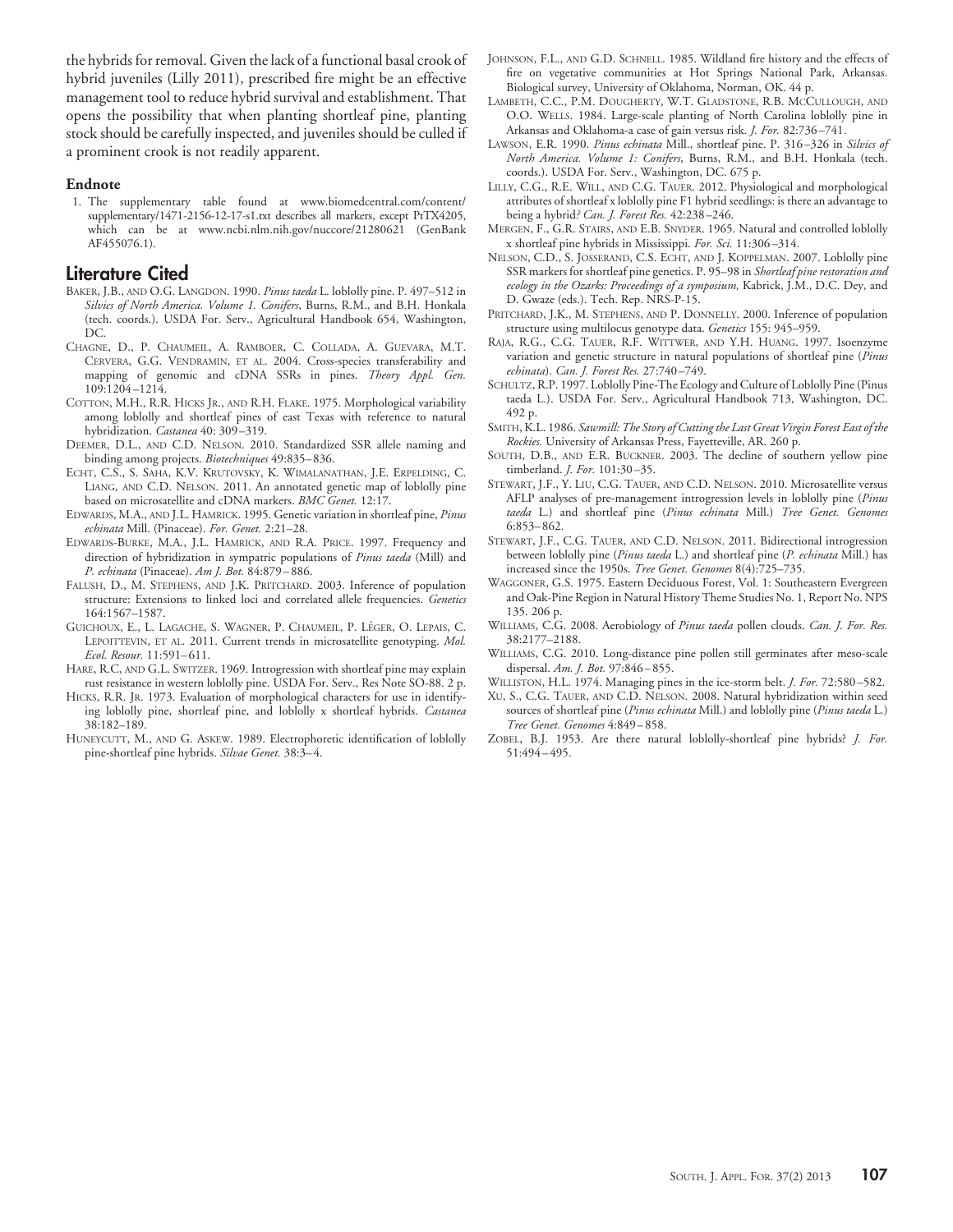the hybrids for removal. Given the lack of a functional basal crook of hybrid juveniles (Lilly 2011), prescribed fire might be an effective management tool to reduce hybrid survival and establishment. That opens the possibility that when planting shortleaf pine, planting stock should be carefully inspected, and juveniles should be culled if a prominent crook is not readily apparent.

### Endnote

1. The supplementary table found at www.biomedcentral.com/content/supplementary/1471-2156-12-17-s1.txt describes all markers, except PtTX4205, which can be at www.ncbi.nlm.nih.gov/nuccore/21280621 (GenBank AF455076.1).

## Literature Cited

Baker, J.B., and O.G. Langdon. 1990. *Pinus taeda* L. loblolly pine. P. 497–512 in *Silvics of North America. Volume 1. Conifers*, Burns, R.M., and B.H. Honkala (tech. coords.). USDA For. Serv., Agricultural Handbook 654, Washington, DC.

Chagne, D., P. Chaumeil, A. Ramboer, C. Collada, A. Guevara, M.T. Cervera, G.G. Vendramin, et al. 2004. Cross-species transferability and mapping of genomic and cDNA SSRs in pines. *Theory Appl. Gen.* 109:1204–1214.

Cotton, M.H., R.R. Hicks Jr., and R.H. Flake. 1975. Morphological variability among loblolly and shortleaf pines of east Texas with reference to natural hybridization. *Castanea* 40: 309–319.

Deemer, D.L., and C.D. Nelson. 2010. Standardized SSR allele naming and binding among projects. *Biotechniques* 49:835–836.

Echt, C.S., S. Saha, K.V. Krutovsky, K. Wimalanathan, J.E. Erpelding, C. Liang, and C.D. Nelson. 2011. An annotated genetic map of loblolly pine based on microsatellite and cDNA markers. *BMC Genet.* 12:17.

Edwards, M.A., and J.L. Hamrick. 1995. Genetic variation in shortleaf pine, *Pinus echinata* Mill. (Pinaceae). *For. Genet.* 2:21–28.

Edwards-Burke, M.A., J.L. Hamrick, and R.A. Price. 1997. Frequency and direction of hybridization in sympatric populations of *Pinus taeda* (Mill) and *P. echinata* (Pinaceae). *Am J. Bot.* 84:879–886.

Falush, D., M. Stephens, and J.K. Pritchard. 2003. Inference of population structure: Extensions to linked loci and correlated allele frequencies. *Genetics* 164:1567–1587.

Guichoux, E., L. Lagache, S. Wagner, P. Chaumeil, P. Léger, O. Lepais, C. Lepoittevin, et al. 2011. Current trends in microsatellite genotyping. *Mol. Ecol. Resour.* 11:591–611.

Hare, R.C, and G.L. Switzer. 1969. Introgression with shortleaf pine may explain rust resistance in western loblolly pine. USDA For. Serv., Res Note SO-88. 2 p.

Hicks, R.R. Jr. 1973. Evaluation of morphological characters for use in identifying loblolly pine, shortleaf pine, and loblolly x shortleaf hybrids. *Castanea* 38:182–189.

Huneycutt, M., and G. Askew. 1989. Electrophoretic identification of loblolly pine-shortleaf pine hybrids. *Silvae Genet.* 38:3–4.

Johnson, F.L., and G.D. Schnell. 1985. Wildland fire history and the effects of fire on vegetative communities at Hot Springs National Park, Arkansas. Biological survey, University of Oklahoma, Norman, OK. 44 p.

Lambeth, C.C., P.M. Dougherty, W.T. Gladstone, R.B. McCullough, and O.O. Wells. 1984. Large-scale planting of North Carolina loblolly pine in Arkansas and Oklahoma-a case of gain versus risk. *J. For.* 82:736–741.

Lawson, E.R. 1990. *Pinus echinata* Mill., shortleaf pine. P. 316–326 in *Silvics of North America. Volume 1: Conifers*, Burns, R.M., and B.H. Honkala (tech. coords.). USDA For. Serv., Washington, DC. 675 p.

Lilly, C.G., R.E. Will, and C.G. Tauer. 2012. Physiological and morphological attributes of shortleaf x loblolly pine F1 hybrid seedlings: is there an advantage to being a hybrid? *Can. J. Forest Res.* 42:238–246.

Mergen, F., G.R. Stairs, and E.B. Snyder. 1965. Natural and controlled loblolly x shortleaf pine hybrids in Mississippi. *For. Sci.* 11:306–314.

Nelson, C.D., S. Josserand, C.S. Echt, and J. Koppelman. 2007. Loblolly pine SSR markers for shortleaf pine genetics. P. 95–98 in *Shortleaf pine restoration and ecology in the Ozarks: Proceedings of a symposium,* Kabrick, J.M., D.C. Dey, and D. Gwaze (eds.). Tech. Rep. NRS-P-15.

Pritchard, J.K., M. Stephens, and P. Donnelly. 2000. Inference of population structure using multilocus genotype data. *Genetics* 155: 945–959.

Raja, R.G., C.G. Tauer, R.F. Wittwer, and Y.H. Huang. 1997. Isoenzyme variation and genetic structure in natural populations of shortleaf pine (*Pinus echinata*). *Can. J. Forest Res.* 27:740–749.

Schultz, R.P. 1997. Loblolly Pine-The Ecology and Culture of Loblolly Pine (Pinus taeda L.). USDA For. Serv., Agricultural Handbook 713, Washington, DC. 492 p.

Smith, K.L. 1986. *Sawmill: The Story of Cutting the Last Great Virgin Forest East of the Rockies.* University of Arkansas Press, Fayetteville, AR. 260 p.

South, D.B., and E.R. Buckner. 2003. The decline of southern yellow pine timberland. *J. For.* 101:30–35.

Stewart, J.F., Y. Liu, C.G. Tauer, and C.D. Nelson. 2010. Microsatellite versus AFLP analyses of pre-management introgression levels in loblolly pine (*Pinus taeda* L.) and shortleaf pine (*Pinus echinata* Mill.) *Tree Genet. Genomes* 6:853–862.

Stewart, J.F., C.G. Tauer, and C.D. Nelson. 2011. Bidirectional introgression between loblolly pine (*Pinus taeda* L.) and shortleaf pine (*P. echinata* Mill.) has increased since the 1950s. *Tree Genet. Genomes* 8(4):725–735.

Waggoner, G.S. 1975. Eastern Deciduous Forest, Vol. 1: Southeastern Evergreen and Oak-Pine Region in Natural History Theme Studies No. 1, Report No. NPS 135. 206 p.

Williams, C.G. 2008. Aerobiology of *Pinus taeda* pollen clouds. *Can. J. For. Res.* 38:2177–2188.

Williams, C.G. 2010. Long-distance pine pollen still germinates after meso-scale dispersal. *Am. J. Bot.* 97:846–855.

Williston, H.L. 1974. Managing pines in the ice-storm belt. *J. For.* 72:580–582.

Xu, S., C.G. Tauer, and C.D. Nelson. 2008. Natural hybridization within seed sources of shortleaf pine (*Pinus echinata* Mill.) and loblolly pine (*Pinus taeda* L.) *Tree Genet. Genomes* 4:849–858.

Zobel, B.J. 1953. Are there natural loblolly-shortleaf pine hybrids? *J. For.* 51:494–495.